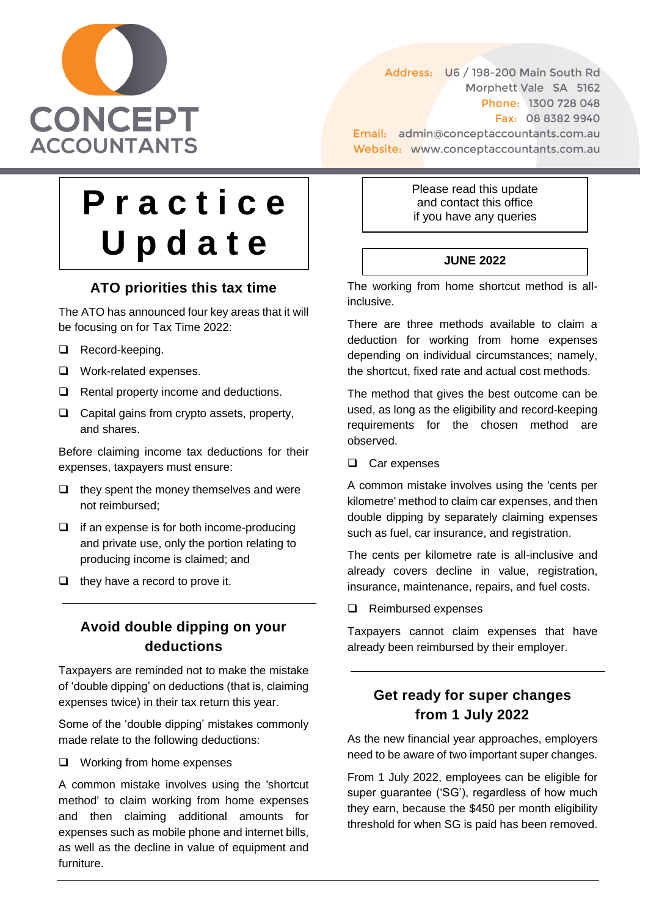# CONCEPT ACCOUNTANTS

Address: U6 / 198-200 Main South Rd
Morphett Vale SA 5162
Phone: 1300 728 048
Fax: 08 8382 9940
Email: admin@conceptaccountants.com.au
Website: www.conceptaccountants.com.au

# Practice Update

Please read this update and contact this office if you have any queries

**JUNE 2022**

## ATO priorities this tax time

The ATO has announced four key areas that it will be focusing on for Tax Time 2022:

- Record-keeping.
- Work-related expenses.
- Rental property income and deductions.
- Capital gains from crypto assets, property, and shares.

Before claiming income tax deductions for their expenses, taxpayers must ensure:

- they spent the money themselves and were not reimbursed;
- if an expense is for both income-producing and private use, only the portion relating to producing income is claimed; and
- they have a record to prove it.

## Avoid double dipping on your deductions

Taxpayers are reminded not to make the mistake of 'double dipping' on deductions (that is, claiming expenses twice) in their tax return this year.

Some of the 'double dipping' mistakes commonly made relate to the following deductions:

- Working from home expenses

A common mistake involves using the 'shortcut method' to claim working from home expenses and then claiming additional amounts for expenses such as mobile phone and internet bills, as well as the decline in value of equipment and furniture.

The working from home shortcut method is all-inclusive.

There are three methods available to claim a deduction for working from home expenses depending on individual circumstances; namely, the shortcut, fixed rate and actual cost methods.

The method that gives the best outcome can be used, as long as the eligibility and record-keeping requirements for the chosen method are observed.

- Car expenses

A common mistake involves using the 'cents per kilometre' method to claim car expenses, and then double dipping by separately claiming expenses such as fuel, car insurance, and registration.

The cents per kilometre rate is all-inclusive and already covers decline in value, registration, insurance, maintenance, repairs, and fuel costs.

- Reimbursed expenses

Taxpayers cannot claim expenses that have already been reimbursed by their employer.

## Get ready for super changes from 1 July 2022

As the new financial year approaches, employers need to be aware of two important super changes.

From 1 July 2022, employees can be eligible for super guarantee ('SG'), regardless of how much they earn, because the $450 per month eligibility threshold for when SG is paid has been removed.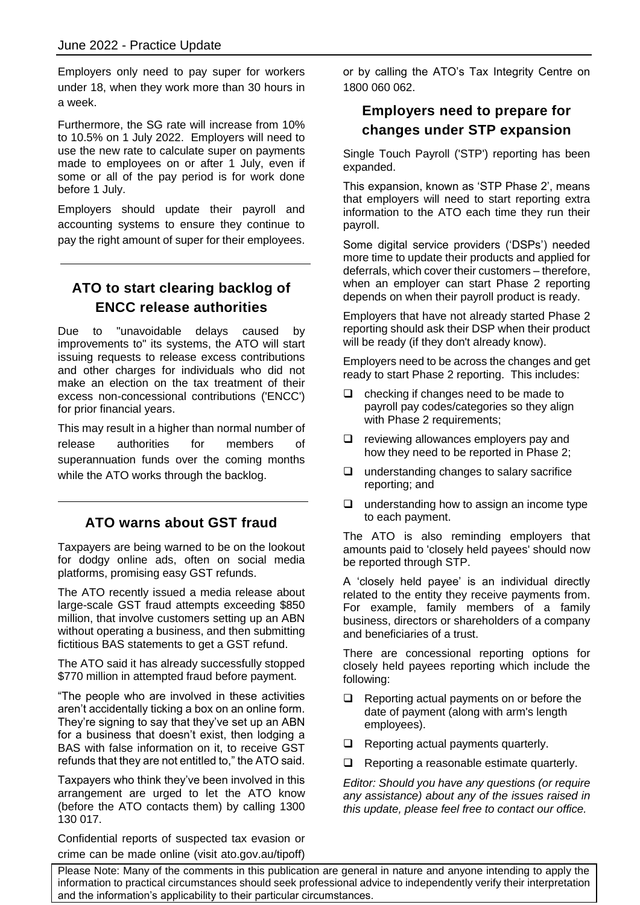Employers only need to pay super for workers under 18, when they work more than 30 hours in a week.

Furthermore, the SG rate will increase from 10% to 10.5% on 1 July 2022. Employers will need to use the new rate to calculate super on payments made to employees on or after 1 July, even if some or all of the pay period is for work done before 1 July.

Employers should update their payroll and accounting systems to ensure they continue to pay the right amount of super for their employees.

## ATO to start clearing backlog of ENCC release authorities

Due to "unavoidable delays caused by improvements to" its systems, the ATO will start issuing requests to release excess contributions and other charges for individuals who did not make an election on the tax treatment of their excess non-concessional contributions ('ENCC') for prior financial years.

This may result in a higher than normal number of release authorities for members of superannuation funds over the coming months while the ATO works through the backlog.

## ATO warns about GST fraud

Taxpayers are being warned to be on the lookout for dodgy online ads, often on social media platforms, promising easy GST refunds.

The ATO recently issued a media release about large-scale GST fraud attempts exceeding $850 million, that involve customers setting up an ABN without operating a business, and then submitting fictitious BAS statements to get a GST refund.

The ATO said it has already successfully stopped $770 million in attempted fraud before payment.

"The people who are involved in these activities aren't accidentally ticking a box on an online form. They're signing to say that they've set up an ABN for a business that doesn't exist, then lodging a BAS with false information on it, to receive GST refunds that they are not entitled to," the ATO said.

Taxpayers who think they've been involved in this arrangement are urged to let the ATO know (before the ATO contacts them) by calling 1300 130 017.

Confidential reports of suspected tax evasion or crime can be made online (visit ato.gov.au/tipoff) or by calling the ATO's Tax Integrity Centre on 1800 060 062.

## Employers need to prepare for changes under STP expansion

Single Touch Payroll ('STP') reporting has been expanded.

This expansion, known as 'STP Phase 2', means that employers will need to start reporting extra information to the ATO each time they run their payroll.

Some digital service providers ('DSPs') needed more time to update their products and applied for deferrals, which cover their customers – therefore, when an employer can start Phase 2 reporting depends on when their payroll product is ready.

Employers that have not already started Phase 2 reporting should ask their DSP when their product will be ready (if they don't already know).

Employers need to be across the changes and get ready to start Phase 2 reporting. This includes:

- checking if changes need to be made to payroll pay codes/categories so they align with Phase 2 requirements;
- reviewing allowances employers pay and how they need to be reported in Phase 2;
- understanding changes to salary sacrifice reporting; and
- understanding how to assign an income type to each payment.

The ATO is also reminding employers that amounts paid to 'closely held payees' should now be reported through STP.

A 'closely held payee' is an individual directly related to the entity they receive payments from. For example, family members of a family business, directors or shareholders of a company and beneficiaries of a trust.

There are concessional reporting options for closely held payees reporting which include the following:

- Reporting actual payments on or before the date of payment (along with arm's length employees).
- Reporting actual payments quarterly.
- Reporting a reasonable estimate quarterly.

*Editor: Should you have any questions (or require any assistance) about any of the issues raised in this update, please feel free to contact our office.*

Please Note: Many of the comments in this publication are general in nature and anyone intending to apply the information to practical circumstances should seek professional advice to independently verify their interpretation and the information's applicability to their particular circumstances.